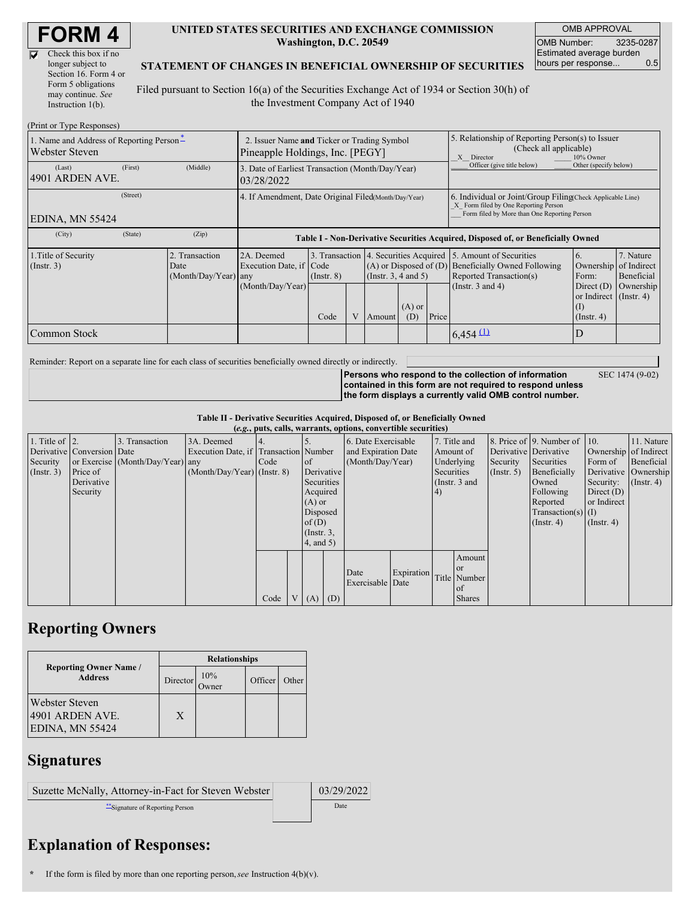# FORM 4

☑ Check this box if no longer subject to Section 16. Form 4 or Form 5 obligations may continue. *See* Instruction 1(b).

**UNITED STATES SECURITIES AND EXCHANGE COMMISSION**
**Washington, D.C. 20549**

**STATEMENT OF CHANGES IN BENEFICIAL OWNERSHIP OF SECURITIES**

Filed pursuant to Section 16(a) of the Securities Exchange Act of 1934 or Section 30(h) of the Investment Company Act of 1940

| OMB APPROVAL | |
|---|---|
| OMB Number: | 3235-0287 |
| Estimated average burden hours per response... | 0.5 |

(Print or Type Responses)

| 1. Name and Address of Reporting Person * | 2. Issuer Name and Ticker or Trading Symbol | 5. Relationship of Reporting Person(s) to Issuer (Check all applicable) |
|---|---|---|
| Webster Steven | Pineapple Holdings, Inc. [PEGY] | _X_ Director ___ 10% Owner ___ Officer (give title below) ___ Other (specify below) |
| (Last) (First) (Middle) 4901 ARDEN AVE. | 3. Date of Earliest Transaction (Month/Day/Year) 03/28/2022 | |
| (Street) EDINA, MN 55424 | 4. If Amendment, Date Original Filed (Month/Day/Year) | 6. Individual or Joint/Group Filing (Check Applicable Line) _X_ Form filed by One Reporting Person ___ Form filed by More than One Reporting Person |
| (City) (State) (Zip) | | |

**Table I - Non-Derivative Securities Acquired, Disposed of, or Beneficially Owned**

| 1.Title of Security (Instr. 3) | 2. Transaction Date (Month/Day/Year) | 2A. Deemed Execution Date, if any (Month/Day/Year) | 3. Transaction Code (Instr. 8) | | 4. Securities Acquired (A) or Disposed of (D) (Instr. 3, 4 and 5) | | | 5. Amount of Securities Beneficially Owned Following Reported Transaction(s) (Instr. 3 and 4) | 6. Ownership Form: Direct (D) or Indirect (I) (Instr. 4) | 7. Nature of Indirect Beneficial Ownership (Instr. 4) |
|---|---|---|---|---|---|---|---|---|---|---|
| | | | Code | V | Amount | (A) or (D) | Price | | | |
| Common Stock | | | | | | | | 6,454 (1) | D | |

Reminder: Report on a separate line for each class of securities beneficially owned directly or indirectly.

**Persons who respond to the collection of information contained in this form are not required to respond unless the form displays a currently valid OMB control number.** SEC 1474 (9-02)

**Table II - Derivative Securities Acquired, Disposed of, or Beneficially Owned**
**(*e.g.*, puts, calls, warrants, options, convertible securities)**

| 1. Title of Derivative Security (Instr. 3) | 2. Conversion or Exercise Price of Derivative Security | 3. Transaction Date (Month/Day/Year) | 3A. Deemed Execution Date, if any (Month/Day/Year) | 4. Transaction Code (Instr. 8) | | 5. Number of Derivative Securities Acquired (A) or Disposed of (D) (Instr. 3, 4, and 5) | | 6. Date Exercisable and Expiration Date (Month/Day/Year) | | 7. Title and Amount of Underlying Securities (Instr. 3 and 4) | | 8. Price of Derivative Security (Instr. 5) | 9. Number of Derivative Securities Beneficially Owned Following Reported Transaction(s) (Instr. 4) | 10. Ownership Form of Derivative Security: Direct (D) or Indirect (I) (Instr. 4) | 11. Nature of Indirect Beneficial Ownership (Instr. 4) |
|---|---|---|---|---|---|---|---|---|---|---|---|---|---|---|---|
| | | | | Code | V | (A) | (D) | Date Exercisable | Expiration Date | Title | Amount or Number of Shares | | | | |

## Reporting Owners

| Reporting Owner Name / Address | Relationships | | | |
|---|---|---|---|---|
| | Director | 10% Owner | Officer | Other |
| Webster Steven 4901 ARDEN AVE. EDINA, MN 55424 | X | | | |

## Signatures

| Suzette McNally, Attorney-in-Fact for Steven Webster | | 03/29/2022 |
|---|---|---|
| **Signature of Reporting Person | | Date |

## Explanation of Responses:

\* If the form is filed by more than one reporting person, *see* Instruction 4(b)(v).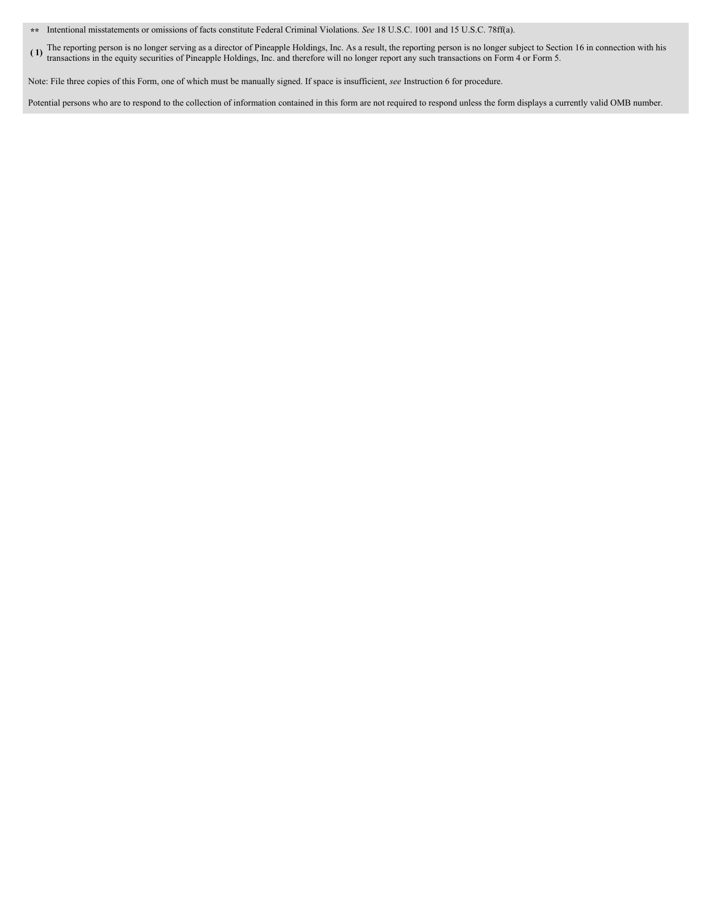** Intentional misstatements or omissions of facts constitute Federal Criminal Violations. *See* 18 U.S.C. 1001 and 15 U.S.C. 78ff(a).

( 1) The reporting person is no longer serving as a director of Pineapple Holdings, Inc. As a result, the reporting person is no longer subject to Section 16 in connection with his transactions in the equity securities of Pineapple Holdings, Inc. and therefore will no longer report any such transactions on Form 4 or Form 5.

Note: File three copies of this Form, one of which must be manually signed. If space is insufficient, *see* Instruction 6 for procedure.

Potential persons who are to respond to the collection of information contained in this form are not required to respond unless the form displays a currently valid OMB number.